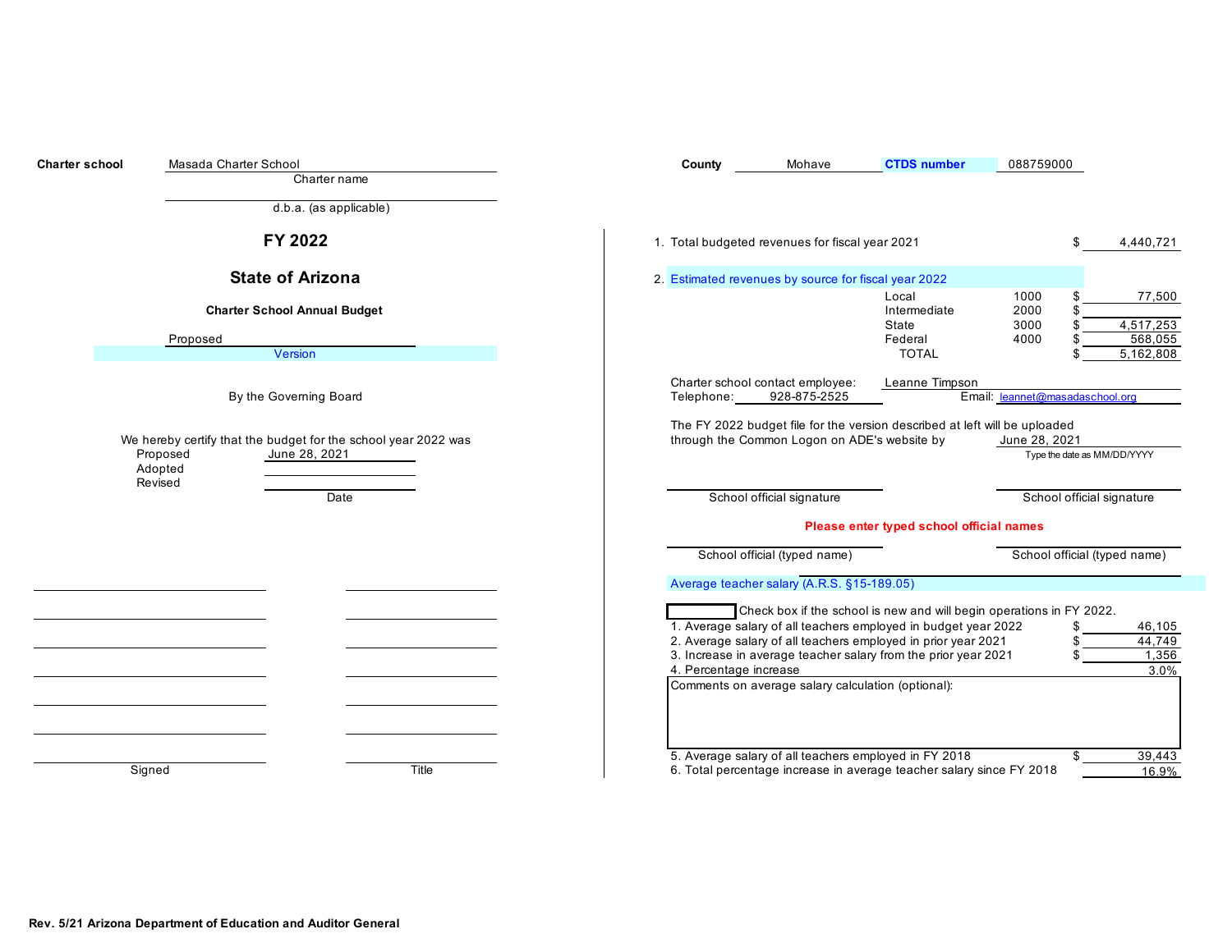**Charter school** Masada Charter School

Charter name

d.b.a. (as applicable)

**County** Mohave **CTDS number** 088759000

# FY 2022

## State of Arizona

### Charter School Annual Budget

Proposed

Version

By the Governing Board

We hereby certify that the budget for the school year 2022 was

| | Date |
|---|---|
| Proposed | June 28, 2021 |
| Adopted | |
| Revised | |

| Signed | Title |
|---|---|
| | |
| | |
| | |
| | |
| | |
| | |
| | |

1. Total budgeted revenues for fiscal year 2021 $ 4,440,721

2. Estimated revenues by source for fiscal year 2022

| Source | Code | Amount |
|---|---|---|
| Local | 1000 | $ 77,500 |
| Intermediate | 2000 | $ |
| State | 3000 | $ 4,517,253 |
| Federal | 4000 | $ 568,055 |
| TOTAL | | $ 5,162,808 |

Charter school contact employee: Leanne Timpson

Telephone: 928-875-2525 Email: leannet@masadaschool.org

The FY 2022 budget file for the version described at left will be uploaded through the Common Logon on ADE's website by June 28, 2021

Type the date as MM/DD/YYYY

School official signature School official signature

**Please enter typed school official names**

School official (typed name) School official (typed name)

Average teacher salary (A.R.S. §15-189.05)

☐ Check box if the school is new and will begin operations in FY 2022.

| | | |
|---|---|---|
| 1. Average salary of all teachers employed in budget year 2022 | $ | 46,105 |
| 2. Average salary of all teachers employed in prior year 2021 | $ | 44,749 |
| 3. Increase in average teacher salary from the prior year 2021 | $ | 1,356 |
| 4. Percentage increase | | 3.0% |

Comments on average salary calculation (optional):

| | | |
|---|---|---|
| 5. Average salary of all teachers employed in FY 2018 | $ | 39,443 |
| 6. Total percentage increase in average teacher salary since FY 2018 | | 16.9% |

**Rev. 5/21 Arizona Department of Education and Auditor General**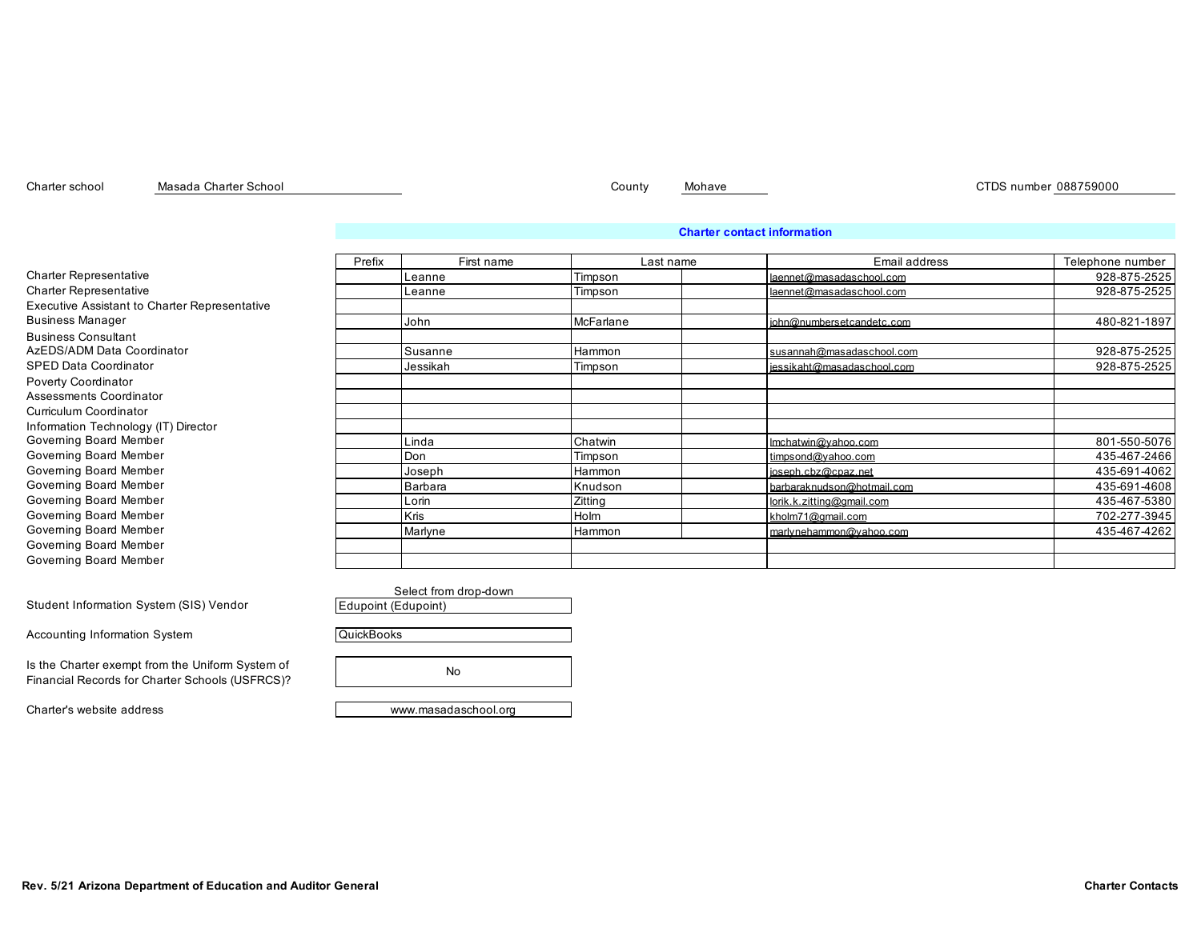Charter school Masada Charter School | County Mohave | CTDS number 088759000

## Charter contact information

| Role | Prefix | First name | Last name | Email address | Telephone number |
|---|---|---|---|---|---|
| Charter Representative | | Leanne | Timpson | laennet@masadaschool.com | 928-875-2525 |
| Charter Representative | | Leanne | Timpson | laennet@masadaschool.com | 928-875-2525 |
| Executive Assistant to Charter Representative | | | | | |
| Business Manager | | John | McFarlane | john@numbersetcandetc.com | 480-821-1897 |
| Business Consultant | | | | | |
| AzEDS/ADM Data Coordinator | | Susanne | Hammon | susannah@masadaschool.com | 928-875-2525 |
| SPED Data Coordinator | | Jessikah | Timpson | jessikaht@masadaschool.com | 928-875-2525 |
| Poverty Coordinator | | | | | |
| Assessments Coordinator | | | | | |
| Curriculum Coordinator | | | | | |
| Information Technology (IT) Director | | | | | |
| Governing Board Member | | Linda | Chatwin | lmchatwin@yahoo.com | 801-550-5076 |
| Governing Board Member | | Don | Timpson | timpsond@yahoo.com | 435-467-2466 |
| Governing Board Member | | Joseph | Hammon | joseph.cbz@cpaz.net | 435-691-4062 |
| Governing Board Member | | Barbara | Knudson | barbaraknudson@hotmail.com | 435-691-4608 |
| Governing Board Member | | Lorin | Zitting | lorik.k.zitting@gmail.com | 435-467-5380 |
| Governing Board Member | | Kris | Holm | kholm71@gmail.com | 702-277-3945 |
| Governing Board Member | | Marlyne | Hammon | marlynehammon@yahoo.com | 435-467-4262 |
| Governing Board Member | | | | | |
| Governing Board Member | | | | | |

| | Select from drop-down |
|---|---|
| Student Information System (SIS) Vendor | Edupoint (Edupoint) |
| Accounting Information System | QuickBooks |
| Is the Charter exempt from the Uniform System of Financial Records for Charter Schools (USFRCS)? | No |
| Charter's website address | www.masadaschool.org |

**Rev. 5/21 Arizona Department of Education and Auditor General** **Charter Contacts**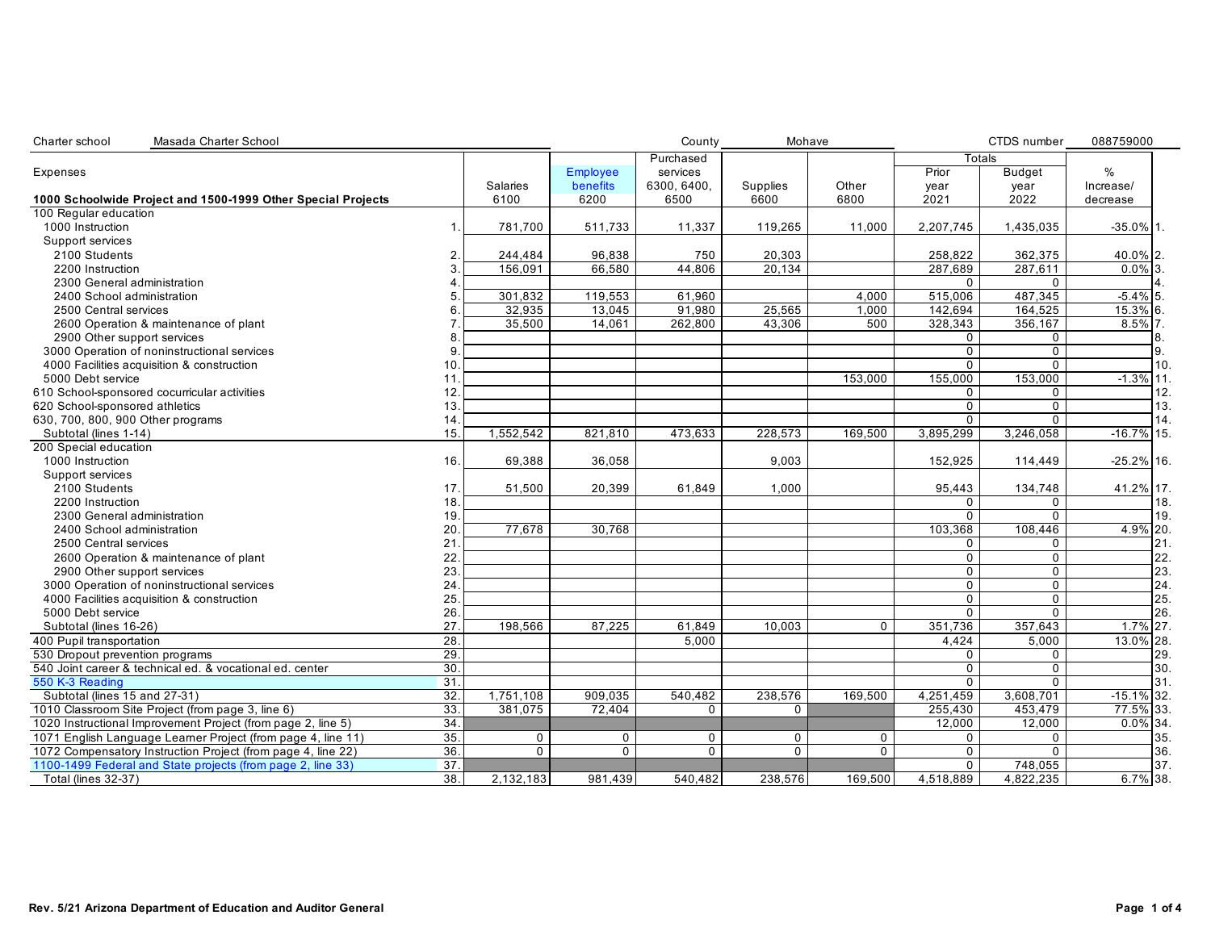Charter school: Masada Charter School | County: Mohave | CTDS number: 088759000

| Expenses<br>**1000 Schoolwide Project and 1500-1999 Other Special Projects** | | Salaries<br>6100 | Employee benefits<br>6200 | Purchased services<br>6300, 6400, 6500 | Supplies<br>6600 | Other<br>6800 | Totals<br>Prior year<br>2021 | <br>Budget year<br>2022 | %<br>Increase/<br>decrease | |
|---|---|---|---|---|---|---|---|---|---|---|
| 100 Regular education | | | | | | | | | | |
| 1000 Instruction | 1. | 781,700 | 511,733 | 11,337 | 119,265 | 11,000 | 2,207,745 | 1,435,035 | -35.0% | 1. |
| Support services | | | | | | | | | | |
| 2100 Students | 2. | 244,484 | 96,838 | 750 | 20,303 | | 258,822 | 362,375 | 40.0% | 2. |
| 2200 Instruction | 3. | 156,091 | 66,580 | 44,806 | 20,134 | | 287,689 | 287,611 | 0.0% | 3. |
| 2300 General administration | 4. | | | | | | 0 | 0 | | 4. |
| 2400 School administration | 5. | 301,832 | 119,553 | 61,960 | | 4,000 | 515,006 | 487,345 | -5.4% | 5. |
| 2500 Central services | 6. | 32,935 | 13,045 | 91,980 | 25,565 | 1,000 | 142,694 | 164,525 | 15.3% | 6. |
| 2600 Operation & maintenance of plant | 7. | 35,500 | 14,061 | 262,800 | 43,306 | 500 | 328,343 | 356,167 | 8.5% | 7. |
| 2900 Other support services | 8. | | | | | | 0 | 0 | | 8. |
| 3000 Operation of noninstructional services | 9. | | | | | | 0 | 0 | | 9. |
| 4000 Facilities acquisition & construction | 10. | | | | | | 0 | 0 | | 10. |
| 5000 Debt service | 11. | | | | | 153,000 | 155,000 | 153,000 | -1.3% | 11. |
| 610 School-sponsored cocurricular activities | 12. | | | | | | 0 | 0 | | 12. |
| 620 School-sponsored athletics | 13. | | | | | | 0 | 0 | | 13. |
| 630, 700, 800, 900 Other programs | 14. | | | | | | 0 | 0 | | 14. |
| Subtotal (lines 1-14) | 15. | 1,552,542 | 821,810 | 473,633 | 228,573 | 169,500 | 3,895,299 | 3,246,058 | -16.7% | 15. |
| 200 Special education | | | | | | | | | | |
| 1000 Instruction | 16. | 69,388 | 36,058 | | 9,003 | | 152,925 | 114,449 | -25.2% | 16. |
| Support services | | | | | | | | | | |
| 2100 Students | 17. | 51,500 | 20,399 | 61,849 | 1,000 | | 95,443 | 134,748 | 41.2% | 17. |
| 2200 Instruction | 18. | | | | | | 0 | 0 | | 18. |
| 2300 General administration | 19. | | | | | | 0 | 0 | | 19. |
| 2400 School administration | 20. | 77,678 | 30,768 | | | | 103,368 | 108,446 | 4.9% | 20. |
| 2500 Central services | 21. | | | | | | 0 | 0 | | 21. |
| 2600 Operation & maintenance of plant | 22. | | | | | | 0 | 0 | | 22. |
| 2900 Other support services | 23. | | | | | | 0 | 0 | | 23. |
| 3000 Operation of noninstructional services | 24. | | | | | | 0 | 0 | | 24. |
| 4000 Facilities acquisition & construction | 25. | | | | | | 0 | 0 | | 25. |
| 5000 Debt service | 26. | | | | | | 0 | 0 | | 26. |
| Subtotal (lines 16-26) | 27. | 198,566 | 87,225 | 61,849 | 10,003 | 0 | 351,736 | 357,643 | 1.7% | 27. |
| 400 Pupil transportation | 28. | | | 5,000 | | | 4,424 | 5,000 | 13.0% | 28. |
| 530 Dropout prevention programs | 29. | | | | | | 0 | 0 | | 29. |
| 540 Joint career & technical ed. & vocational ed. center | 30. | | | | | | 0 | 0 | | 30. |
| 550 K-3 Reading | 31. | | | | | | 0 | 0 | | 31. |
| Subtotal (lines 15 and 27-31) | 32. | 1,751,108 | 909,035 | 540,482 | 238,576 | 169,500 | 4,251,459 | 3,608,701 | -15.1% | 32. |
| 1010 Classroom Site Project (from page 3, line 6) | 33. | 381,075 | 72,404 | 0 | 0 | | 255,430 | 453,479 | 77.5% | 33. |
| 1020 Instructional Improvement Project (from page 2, line 5) | 34. | | | | | | 12,000 | 12,000 | 0.0% | 34. |
| 1071 English Language Learner Project (from page 4, line 11) | 35. | 0 | 0 | 0 | 0 | 0 | 0 | 0 | | 35. |
| 1072 Compensatory Instruction Project (from page 4, line 22) | 36. | 0 | 0 | 0 | 0 | 0 | 0 | 0 | | 36. |
| 1100-1499 Federal and State projects (from page 2, line 33) | 37. | | | | | | 0 | 748,055 | | 37. |
| Total (lines 32-37) | 38. | 2,132,183 | 981,439 | 540,482 | 238,576 | 169,500 | 4,518,889 | 4,822,235 | 6.7% | 38. |

Rev. 5/21 Arizona Department of Education and Auditor General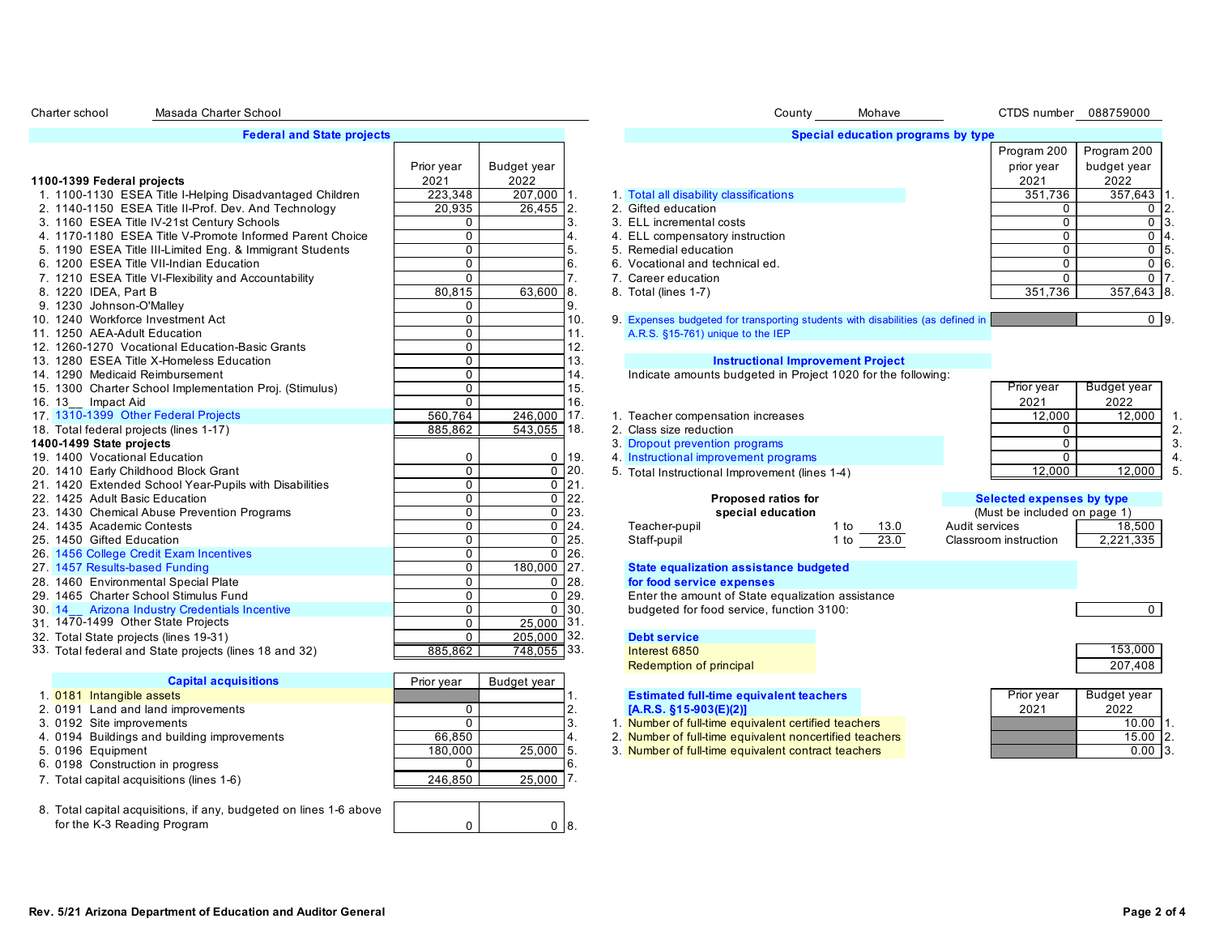Charter school Masada Charter School County Mohave CTDS number 088759000

## Federal and State projects

| | Prior year 2021 | Budget year 2022 | |
|---|---|---|---|
| **1100-1399 Federal projects** | | | |
| 1. 1100-1130 ESEA Title I-Helping Disadvantaged Children | 223,348 | 207,000 | 1. |
| 2. 1140-1150 ESEA Title II-Prof. Dev. And Technology | 20,935 | 26,455 | 2. |
| 3. 1160 ESEA Title IV-21st Century Schools | 0 | | 3. |
| 4. 1170-1180 ESEA Title V-Promote Informed Parent Choice | 0 | | 4. |
| 5. 1190 ESEA Title III-Limited Eng. & Immigrant Students | 0 | | 5. |
| 6. 1200 ESEA Title VII-Indian Education | 0 | | 6. |
| 7. 1210 ESEA Title VI-Flexibility and Accountability | 0 | | 7. |
| 8. 1220 IDEA, Part B | 80,815 | 63,600 | 8. |
| 9. 1230 Johnson-O'Malley | 0 | | 9. |
| 10. 1240 Workforce Investment Act | 0 | | 10. |
| 11. 1250 AEA-Adult Education | 0 | | 11. |
| 12. 1260-1270 Vocational Education-Basic Grants | 0 | | 12. |
| 13. 1280 ESEA Title X-Homeless Education | 0 | | 13. |
| 14. 1290 Medicaid Reimbursement | 0 | | 14. |
| 15. 1300 Charter School Implementation Proj. (Stimulus) | 0 | | 15. |
| 16. 13__ Impact Aid | 0 | | 16. |
| 17. 1310-1399 Other Federal Projects | 560,764 | 246,000 | 17. |
| 18. Total federal projects (lines 1-17) | 885,862 | 543,055 | 18. |
| **1400-1499 State projects** | | | |
| 19. 1400 Vocational Education | 0 | 0 | 19. |
| 20. 1410 Early Childhood Block Grant | 0 | 0 | 20. |
| 21. 1420 Extended School Year-Pupils with Disabilities | 0 | 0 | 21. |
| 22. 1425 Adult Basic Education | 0 | 0 | 22. |
| 23. 1430 Chemical Abuse Prevention Programs | 0 | 0 | 23. |
| 24. 1435 Academic Contests | 0 | 0 | 24. |
| 25. 1450 Gifted Education | 0 | 0 | 25. |
| 26. 1456 College Credit Exam Incentives | 0 | 0 | 26. |
| 27. 1457 Results-based Funding | 0 | 180,000 | 27. |
| 28. 1460 Environmental Special Plate | 0 | 0 | 28. |
| 29. 1465 Charter School Stimulus Fund | 0 | 0 | 29. |
| 30. 14__ Arizona Industry Credentials Incentive | 0 | 0 | 30. |
| 31. 1470-1499 Other State Projects | 0 | 25,000 | 31. |
| 32. Total State projects (lines 19-31) | 0 | 205,000 | 32. |
| 33. Total federal and State projects (lines 18 and 32) | 885,862 | 748,055 | 33. |

## Capital acquisitions

| | Prior year | Budget year | |
|---|---|---|---|
| 1. 0181 Intangible assets | | | 1. |
| 2. 0191 Land and land improvements | 0 | | 2. |
| 3. 0192 Site improvements | 0 | | 3. |
| 4. 0194 Buildings and building improvements | 66,850 | | 4. |
| 5. 0196 Equipment | 180,000 | 25,000 | 5. |
| 6. 0198 Construction in progress | 0 | | 6. |
| 7. Total capital acquisitions (lines 1-6) | 246,850 | 25,000 | 7. |
| 8. Total capital acquisitions, if any, budgeted on lines 1-6 above for the K-3 Reading Program | 0 | 0 | 8. |

## Special education programs by type

| | Program 200 prior year 2021 | Program 200 budget year 2022 | |
|---|---|---|---|
| 1. Total all disability classifications | 351,736 | 357,643 | 1. |
| 2. Gifted education | 0 | 0 | 2. |
| 3. ELL incremental costs | 0 | 0 | 3. |
| 4. ELL compensatory instruction | 0 | 0 | 4. |
| 5. Remedial education | 0 | 0 | 5. |
| 6. Vocational and technical ed. | 0 | 0 | 6. |
| 7. Career education | 0 | 0 | 7. |
| 8. Total (lines 1-7) | 351,736 | 357,643 | 8. |
| 9. Expenses budgeted for transporting students with disabilities (as defined in A.R.S. §15-761) unique to the IEP | | 0 | 9. |

## Instructional Improvement Project

Indicate amounts budgeted in Project 1020 for the following:

| | Prior year 2021 | Budget year 2022 | |
|---|---|---|---|
| 1. Teacher compensation increases | 12,000 | 12,000 | 1. |
| 2. Class size reduction | 0 | | 2. |
| 3. Dropout prevention programs | 0 | | 3. |
| 4. Instructional improvement programs | 0 | | 4. |
| 5. Total Instructional Improvement (lines 1-4) | 12,000 | 12,000 | 5. |

**Proposed ratios for special education**

| | | |
|---|---|---|
| Teacher-pupil | 1 to | 13.0 |
| Staff-pupil | 1 to | 23.0 |

**Selected expenses by type**
(Must be included on page 1)

| | |
|---|---|
| Audit services | 18,500 |
| Classroom instruction | 2,221,335 |

**State equalization assistance budgeted for food service expenses**

Enter the amount of State equalization assistance budgeted for food service, function 3100: 0

**Debt service**

| | |
|---|---|
| Interest 6850 | 153,000 |
| Redemption of principal | 207,408 |

**Estimated full-time equivalent teachers [A.R.S. §15-903(E)(2)]**

| | Prior year 2021 | Budget year 2022 | |
|---|---|---|---|
| 1. Number of full-time equivalent certified teachers | | 10.00 | 1. |
| 2. Number of full-time equivalent noncertified teachers | | 15.00 | 2. |
| 3. Number of full-time equivalent contract teachers | | 0.00 | 3. |

Rev. 5/21 Arizona Department of Education and Auditor General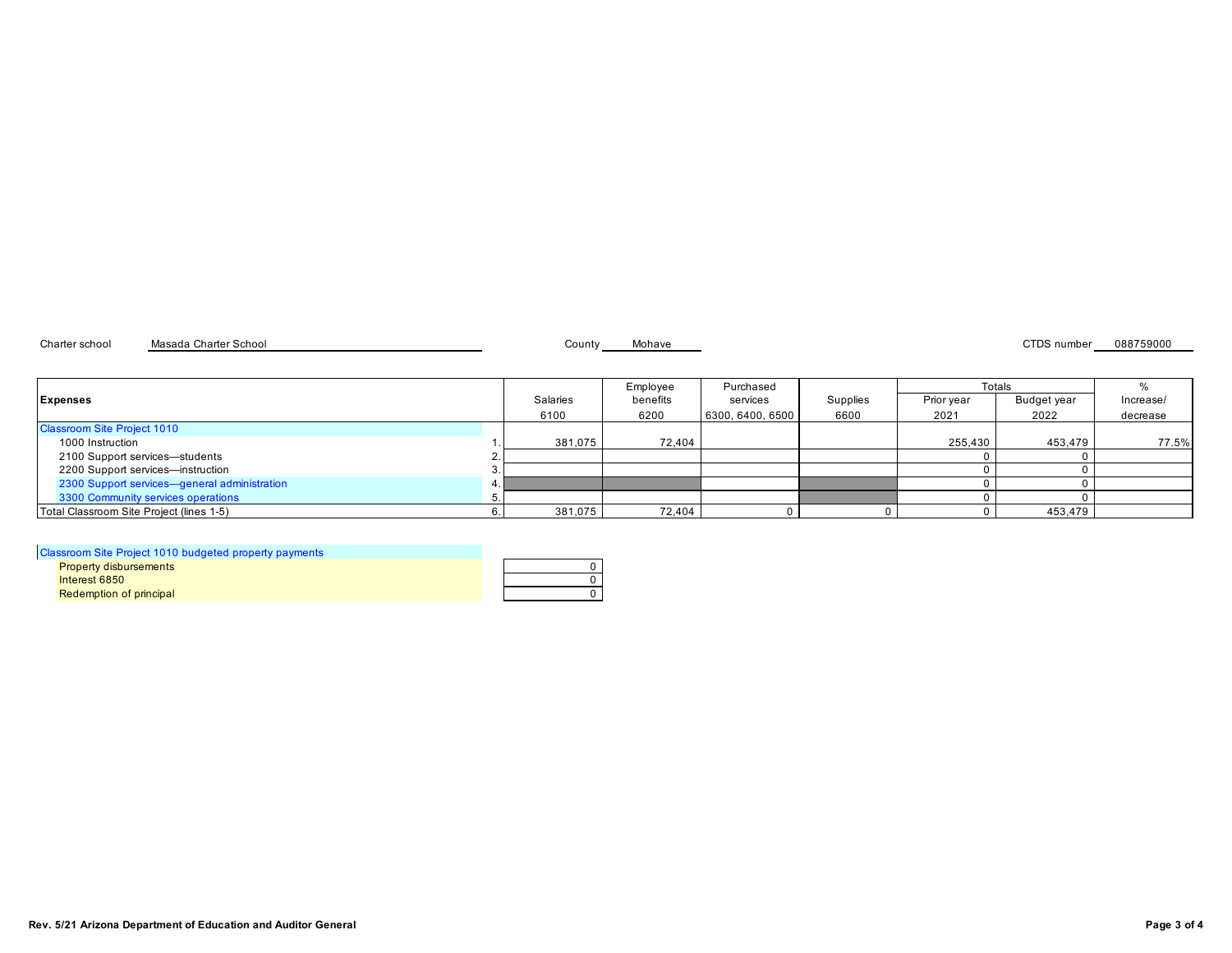Charter school Masada Charter School County Mohave CTDS number 088759000

| Expenses | | Salaries 6100 | Employee benefits 6200 | Purchased services 6300, 6400, 6500 | Supplies 6600 | Totals Prior year 2021 | Totals Budget year 2022 | % Increase/ decrease |
|---|---|---|---|---|---|---|---|---|
| **Classroom Site Project 1010** | | | | | | | | |
| 1000 Instruction | 1. | 381,075 | 72,404 | | | 255,430 | 453,479 | 77.5% |
| 2100 Support services—students | 2. | | | | | 0 | 0 | |
| 2200 Support services—instruction | 3. | | | | | 0 | 0 | |
| 2300 Support services—general administration | 4. | | | | | 0 | 0 | |
| 3300 Community services operations | 5. | | | | | 0 | 0 | |
| Total Classroom Site Project (lines 1-5) | 6. | 381,075 | 72,404 | 0 | 0 | 0 | 453,479 | |

| Classroom Site Project 1010 budgeted property payments | |
|---|---|
| Property disbursements | 0 |
| Interest 6850 | 0 |
| Redemption of principal | 0 |

Rev. 5/21 Arizona Department of Education and Auditor General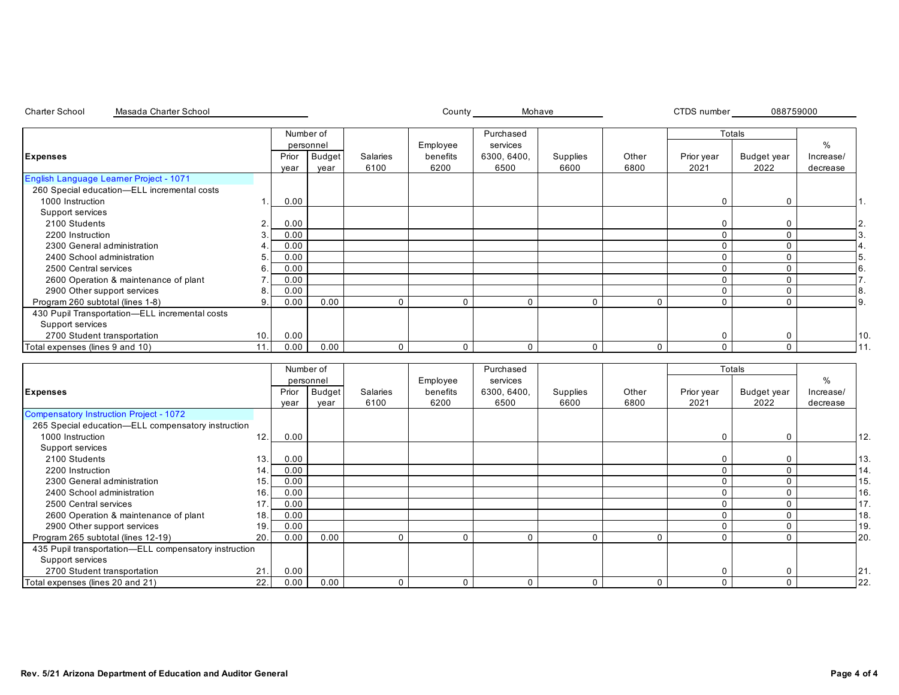Charter School Masada Charter School County Mohave CTDS number 088759000

| Expenses | | Number of personnel | | Salaries | Employee benefits | Purchased services | Supplies | Other | Totals | | % | |
|---|---|---|---|---|---|---|---|---|---|---|---|---|
| | | Prior year | Budget year | 6100 | 6200 | 6300, 6400, 6500 | 6600 | 6800 | Prior year 2021 | Budget year 2022 | Increase/ decrease | |
| **English Language Learner Project - 1071** | | | | | | | | | | | | |
| 260 Special education—ELL incremental costs | | | | | | | | | | | | |
| 1000 Instruction | 1. | 0.00 | | | | | | | 0 | 0 | | 1. |
| Support services | | | | | | | | | | | | |
| 2100 Students | 2. | 0.00 | | | | | | | 0 | 0 | | 2. |
| 2200 Instruction | 3. | 0.00 | | | | | | | 0 | 0 | | 3. |
| 2300 General administration | 4. | 0.00 | | | | | | | 0 | 0 | | 4. |
| 2400 School administration | 5. | 0.00 | | | | | | | 0 | 0 | | 5. |
| 2500 Central services | 6. | 0.00 | | | | | | | 0 | 0 | | 6. |
| 2600 Operation & maintenance of plant | 7. | 0.00 | | | | | | | 0 | 0 | | 7. |
| 2900 Other support services | 8. | 0.00 | | | | | | | 0 | 0 | | 8. |
| Program 260 subtotal (lines 1-8) | 9. | 0.00 | 0.00 | 0 | 0 | 0 | 0 | 0 | 0 | 0 | | 9. |
| 430 Pupil Transportation—ELL incremental costs | | | | | | | | | | | | |
| Support services | | | | | | | | | | | | |
| 2700 Student transportation | 10. | 0.00 | | | | | | | 0 | 0 | | 10. |
| Total expenses (lines 9 and 10) | 11. | 0.00 | 0.00 | 0 | 0 | 0 | 0 | 0 | 0 | 0 | | 11. |

| Expenses | | Number of personnel | | Salaries | Employee benefits | Purchased services | Supplies | Other | Totals | | % | |
|---|---|---|---|---|---|---|---|---|---|---|---|---|
| | | Prior year | Budget year | 6100 | 6200 | 6300, 6400, 6500 | 6600 | 6800 | Prior year 2021 | Budget year 2022 | Increase/ decrease | |
| **Compensatory Instruction Project - 1072** | | | | | | | | | | | | |
| 265 Special education—ELL compensatory instruction | | | | | | | | | | | | |
| 1000 Instruction | 12. | 0.00 | | | | | | | 0 | 0 | | 12. |
| Support services | | | | | | | | | | | | |
| 2100 Students | 13. | 0.00 | | | | | | | 0 | 0 | | 13. |
| 2200 Instruction | 14. | 0.00 | | | | | | | 0 | 0 | | 14. |
| 2300 General administration | 15. | 0.00 | | | | | | | 0 | 0 | | 15. |
| 2400 School administration | 16. | 0.00 | | | | | | | 0 | 0 | | 16. |
| 2500 Central services | 17. | 0.00 | | | | | | | 0 | 0 | | 17. |
| 2600 Operation & maintenance of plant | 18. | 0.00 | | | | | | | 0 | 0 | | 18. |
| 2900 Other support services | 19. | 0.00 | | | | | | | 0 | 0 | | 19. |
| Program 265 subtotal (lines 12-19) | 20. | 0.00 | 0.00 | 0 | 0 | 0 | 0 | 0 | 0 | 0 | | 20. |
| 435 Pupil transportation—ELL compensatory instruction | | | | | | | | | | | | |
| Support services | | | | | | | | | | | | |
| 2700 Student transportation | 21. | 0.00 | | | | | | | 0 | 0 | | 21. |
| Total expenses (lines 20 and 21) | 22. | 0.00 | 0.00 | 0 | 0 | 0 | 0 | 0 | 0 | 0 | | 22. |

Rev. 5/21 Arizona Department of Education and Auditor General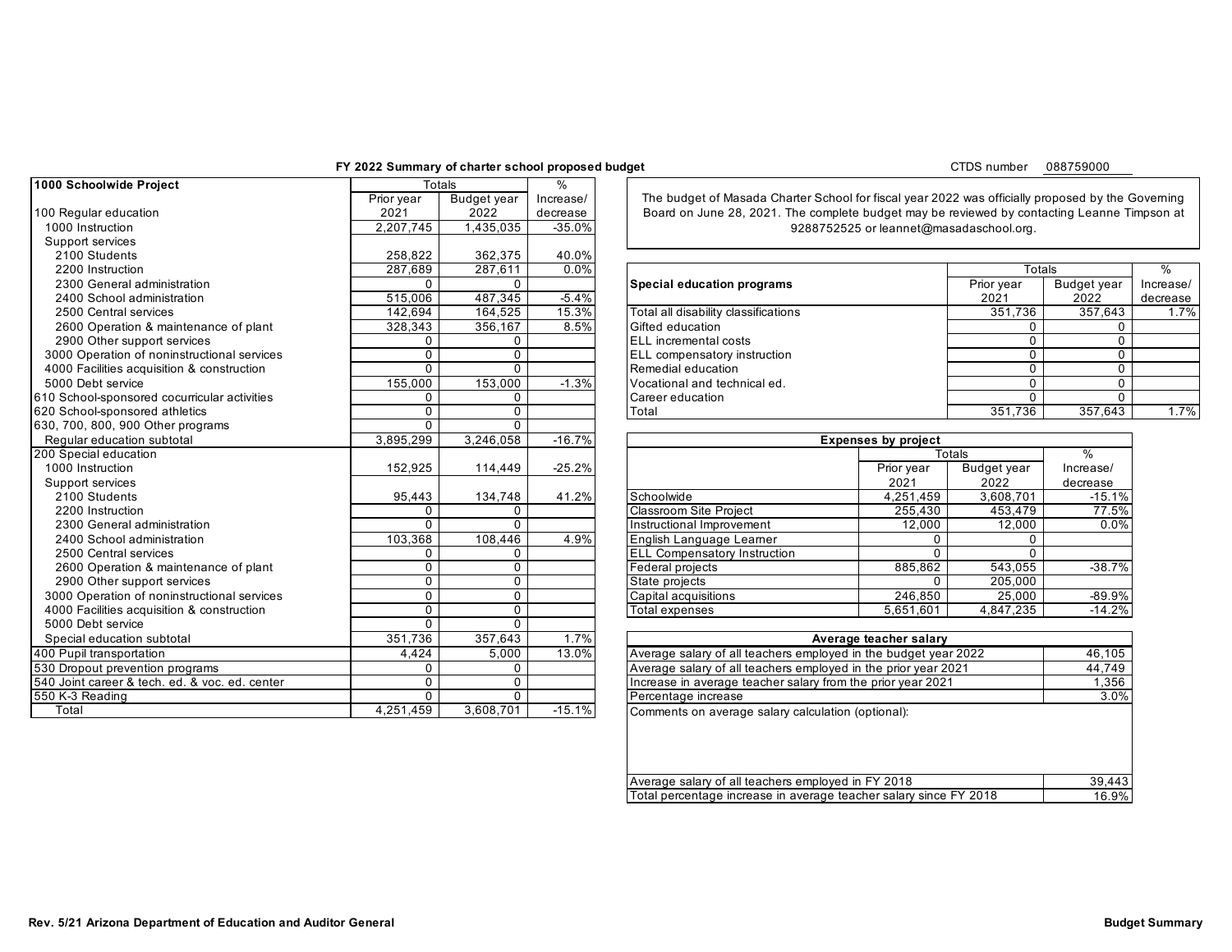## FY 2022 Summary of charter school proposed budget

CTDS number 088759000

| 1000 Schoolwide Project | Totals | | % |
|---|---|---|---|
| | Prior year 2021 | Budget year 2022 | Increase/ decrease |
| 100 Regular education | | | |
| 1000 Instruction | 2,207,745 | 1,435,035 | -35.0% |
| Support services | | | |
| 2100 Students | 258,822 | 362,375 | 40.0% |
| 2200 Instruction | 287,689 | 287,611 | 0.0% |
| 2300 General administration | 0 | 0 | |
| 2400 School administration | 515,006 | 487,345 | -5.4% |
| 2500 Central services | 142,694 | 164,525 | 15.3% |
| 2600 Operation & maintenance of plant | 328,343 | 356,167 | 8.5% |
| 2900 Other support services | 0 | 0 | |
| 3000 Operation of noninstructional services | 0 | 0 | |
| 4000 Facilities acquisition & construction | 0 | 0 | |
| 5000 Debt service | 155,000 | 153,000 | -1.3% |
| 610 School-sponsored cocurricular activities | 0 | 0 | |
| 620 School-sponsored athletics | 0 | 0 | |
| 630, 700, 800, 900 Other programs | 0 | 0 | |
| Regular education subtotal | 3,895,299 | 3,246,058 | -16.7% |
| 200 Special education | | | |
| 1000 Instruction | 152,925 | 114,449 | -25.2% |
| Support services | | | |
| 2100 Students | 95,443 | 134,748 | 41.2% |
| 2200 Instruction | 0 | 0 | |
| 2300 General administration | 0 | 0 | |
| 2400 School administration | 103,368 | 108,446 | 4.9% |
| 2500 Central services | 0 | 0 | |
| 2600 Operation & maintenance of plant | 0 | 0 | |
| 2900 Other support services | 0 | 0 | |
| 3000 Operation of noninstructional services | 0 | 0 | |
| 4000 Facilities acquisition & construction | 0 | 0 | |
| 5000 Debt service | 0 | 0 | |
| Special education subtotal | 351,736 | 357,643 | 1.7% |
| 400 Pupil transportation | 4,424 | 5,000 | 13.0% |
| 530 Dropout prevention programs | 0 | 0 | |
| 540 Joint career & tech. ed. & voc. ed. center | 0 | 0 | |
| 550 K-3 Reading | 0 | 0 | |
| Total | 4,251,459 | 3,608,701 | -15.1% |

The budget of Masada Charter School for fiscal year 2022 was officially proposed by the Governing Board on June 28, 2021. The complete budget may be reviewed by contacting Leanne Timpson at 9288752525 or leannet@masadaschool.org.

| Special education programs | Totals | | % |
|---|---|---|---|
| | Prior year 2021 | Budget year 2022 | Increase/ decrease |
| Total all disability classifications | 351,736 | 357,643 | 1.7% |
| Gifted education | 0 | 0 | |
| ELL incremental costs | 0 | 0 | |
| ELL compensatory instruction | 0 | 0 | |
| Remedial education | 0 | 0 | |
| Vocational and technical ed. | 0 | 0 | |
| Career education | 0 | 0 | |
| Total | 351,736 | 357,643 | 1.7% |

| Expenses by project | Totals | | % |
|---|---|---|---|
| | Prior year 2021 | Budget year 2022 | Increase/ decrease |
| Schoolwide | 4,251,459 | 3,608,701 | -15.1% |
| Classroom Site Project | 255,430 | 453,479 | 77.5% |
| Instructional Improvement | 12,000 | 12,000 | 0.0% |
| English Language Learner | 0 | 0 | |
| ELL Compensatory Instruction | 0 | 0 | |
| Federal projects | 885,862 | 543,055 | -38.7% |
| State projects | 0 | 205,000 | |
| Capital acquisitions | 246,850 | 25,000 | -89.9% |
| Total expenses | 5,651,601 | 4,847,235 | -14.2% |

| Average teacher salary | |
|---|---|
| Average salary of all teachers employed in the budget year 2022 | 46,105 |
| Average salary of all teachers employed in the prior year 2021 | 44,749 |
| Increase in average teacher salary from the prior year 2021 | 1,356 |
| Percentage increase | 3.0% |
| Comments on average salary calculation (optional): | |
| Average salary of all teachers employed in FY 2018 | 39,443 |
| Total percentage increase in average teacher salary since FY 2018 | 16.9% |

Rev. 5/21 Arizona Department of Education and Auditor General

Budget Summary